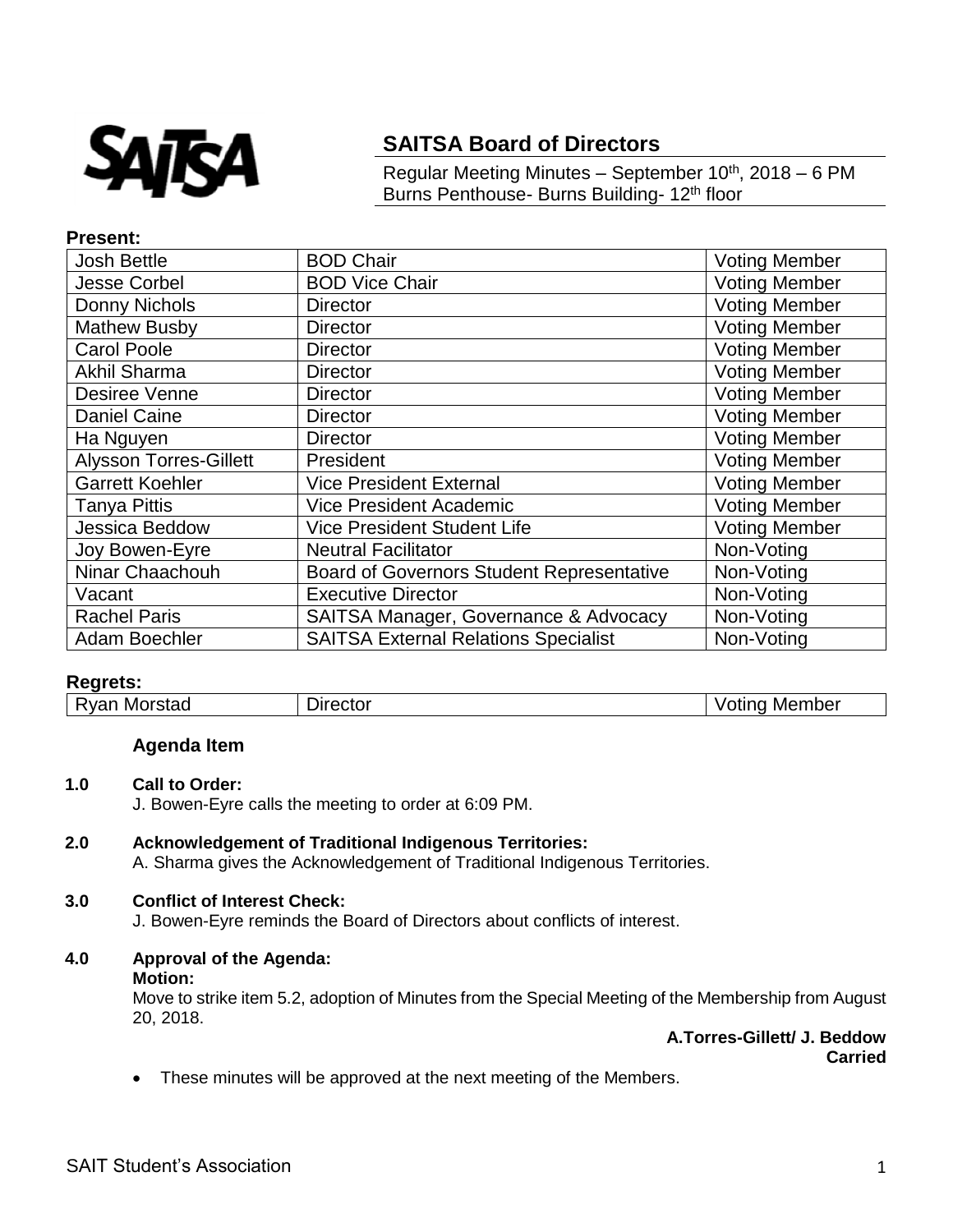# SAITSA Board of Directors

Regular Meeting Minutes – September 10th, 2018 – 6 PM
Burns Penthouse- Burns Building- 12th floor

**Present:**

| | | |
|---|---|---|
| Josh Bettle | BOD Chair | Voting Member |
| Jesse Corbel | BOD Vice Chair | Voting Member |
| Donny Nichols | Director | Voting Member |
| Mathew Busby | Director | Voting Member |
| Carol Poole | Director | Voting Member |
| Akhil Sharma | Director | Voting Member |
| Desiree Venne | Director | Voting Member |
| Daniel Caine | Director | Voting Member |
| Ha Nguyen | Director | Voting Member |
| Alysson Torres-Gillett | President | Voting Member |
| Garrett Koehler | Vice President External | Voting Member |
| Tanya Pittis | Vice President Academic | Voting Member |
| Jessica Beddow | Vice President Student Life | Voting Member |
| Joy Bowen-Eyre | Neutral Facilitator | Non-Voting |
| Ninar Chaachouh | Board of Governors Student Representative | Non-Voting |
| Vacant | Executive Director | Non-Voting |
| Rachel Paris | SAITSA Manager, Governance & Advocacy | Non-Voting |
| Adam Boechler | SAITSA External Relations Specialist | Non-Voting |

**Regrets:**

| | | |
|---|---|---|
| Ryan Morstad | Director | Voting Member |

### Agenda Item

**1.0 Call to Order:**
J. Bowen-Eyre calls the meeting to order at 6:09 PM.

**2.0 Acknowledgement of Traditional Indigenous Territories:**
A. Sharma gives the Acknowledgement of Traditional Indigenous Territories.

**3.0 Conflict of Interest Check:**
J. Bowen-Eyre reminds the Board of Directors about conflicts of interest.

**4.0 Approval of the Agenda:**
**Motion:**
Move to strike item 5.2, adoption of Minutes from the Special Meeting of the Membership from August 20, 2018.

**A.Torres-Gillett/ J. Beddow**
**Carried**

- These minutes will be approved at the next meeting of the Members.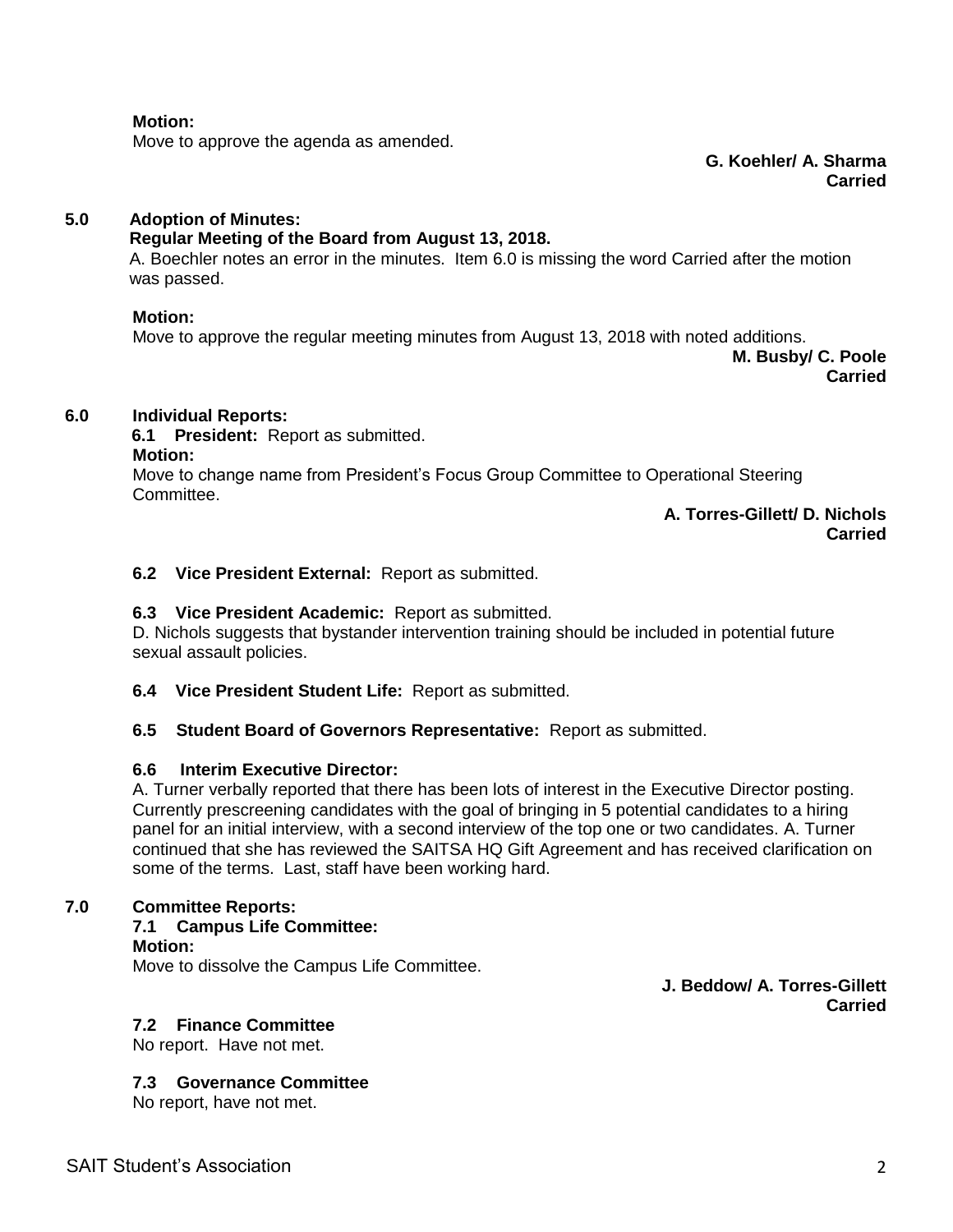**Motion:**
Move to approve the agenda as amended.

**G. Koehler/ A. Sharma**
**Carried**

## 5.0 Adoption of Minutes:

**Regular Meeting of the Board from August 13, 2018.**

A. Boechler notes an error in the minutes. Item 6.0 is missing the word Carried after the motion was passed.

**Motion:**
Move to approve the regular meeting minutes from August 13, 2018 with noted additions.

**M. Busby/ C. Poole**
**Carried**

## 6.0 Individual Reports:

**6.1 President:** Report as submitted.

**Motion:**
Move to change name from President's Focus Group Committee to Operational Steering Committee.

**A. Torres-Gillett/ D. Nichols**
**Carried**

**6.2 Vice President External:** Report as submitted.

**6.3 Vice President Academic:** Report as submitted.
D. Nichols suggests that bystander intervention training should be included in potential future sexual assault policies.

**6.4 Vice President Student Life:** Report as submitted.

**6.5 Student Board of Governors Representative:** Report as submitted.

**6.6 Interim Executive Director:**
A. Turner verbally reported that there has been lots of interest in the Executive Director posting. Currently prescreening candidates with the goal of bringing in 5 potential candidates to a hiring panel for an initial interview, with a second interview of the top one or two candidates. A. Turner continued that she has reviewed the SAITSA HQ Gift Agreement and has received clarification on some of the terms. Last, staff have been working hard.

## 7.0 Committee Reports:

**7.1 Campus Life Committee:**

**Motion:**
Move to dissolve the Campus Life Committee.

**J. Beddow/ A. Torres-Gillett**
**Carried**

**7.2 Finance Committee**
No report. Have not met.

**7.3 Governance Committee**
No report, have not met.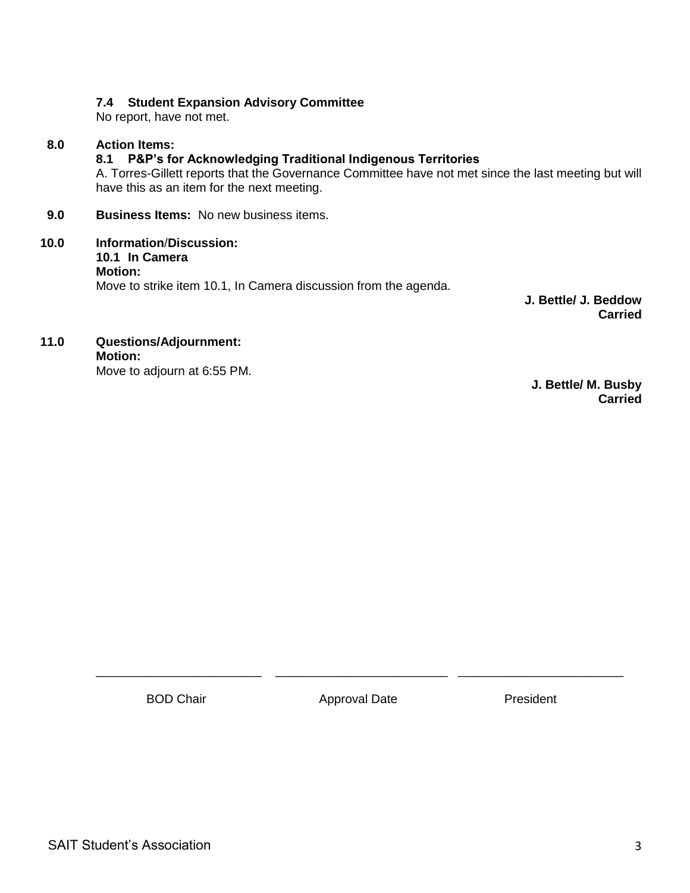**7.4 Student Expansion Advisory Committee**
No report, have not met.

**8.0 Action Items:**

**8.1 P&P's for Acknowledging Traditional Indigenous Territories**
A. Torres-Gillett reports that the Governance Committee have not met since the last meeting but will have this as an item for the next meeting.

**9.0 Business Items:** No new business items.

**10.0 Information/Discussion:**

**10.1 In Camera**

**Motion:**
Move to strike item 10.1, In Camera discussion from the agenda.

**J. Bettle/ J. Beddow**
**Carried**

**11.0 Questions/Adjournment:**

**Motion:**
Move to adjourn at 6:55 PM.

**J. Bettle/ M. Busby**
**Carried**

| | | |
|---|---|---|
| ______________________ | ______________________ | ______________________ |
| BOD Chair | Approval Date | President |

SAIT Student's Association